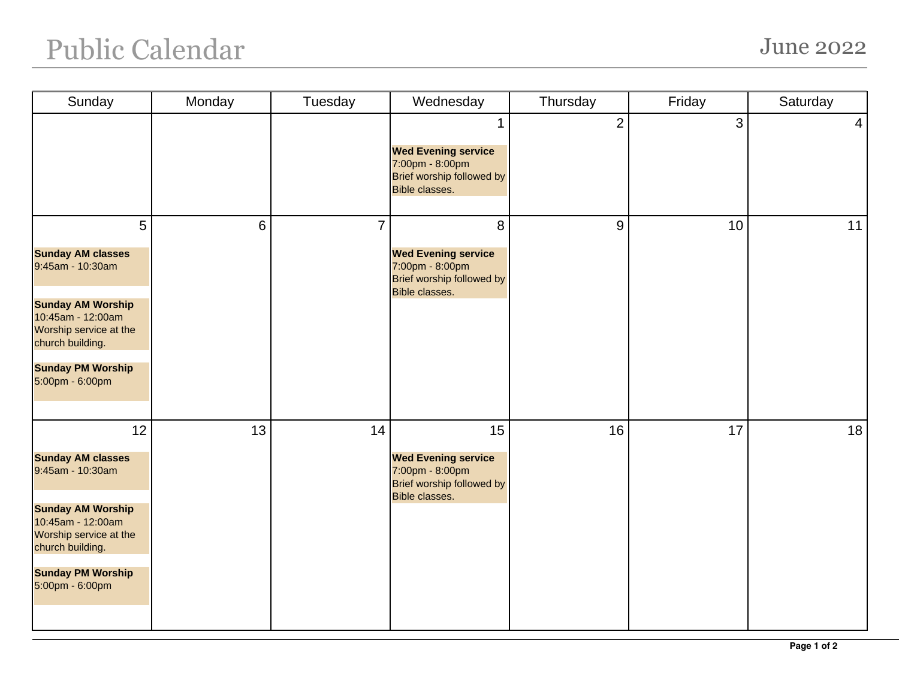# Public Calendar

## June 2022

| Sunday | Monday | Tuesday | Wednesday | Thursday | Friday | Saturday |
|---|---|---|---|---|---|---|
| | | | 1<br><br>**Wed Evening service**<br>7:00pm - 8:00pm<br>Brief worship followed by Bible classes. | 2 | 3 | 4 |
| 5<br><br>**Sunday AM classes**<br>9:45am - 10:30am<br><br>**Sunday AM Worship**<br>10:45am - 12:00am<br>Worship service at the church building.<br><br>**Sunday PM Worship**<br>5:00pm - 6:00pm | 6 | 7 | 8<br><br>**Wed Evening service**<br>7:00pm - 8:00pm<br>Brief worship followed by Bible classes. | 9 | 10 | 11 |
| 12<br><br>**Sunday AM classes**<br>9:45am - 10:30am<br><br>**Sunday AM Worship**<br>10:45am - 12:00am<br>Worship service at the church building.<br><br>**Sunday PM Worship**<br>5:00pm - 6:00pm | 13 | 14 | 15<br><br>**Wed Evening service**<br>7:00pm - 8:00pm<br>Brief worship followed by Bible classes. | 16 | 17 | 18 |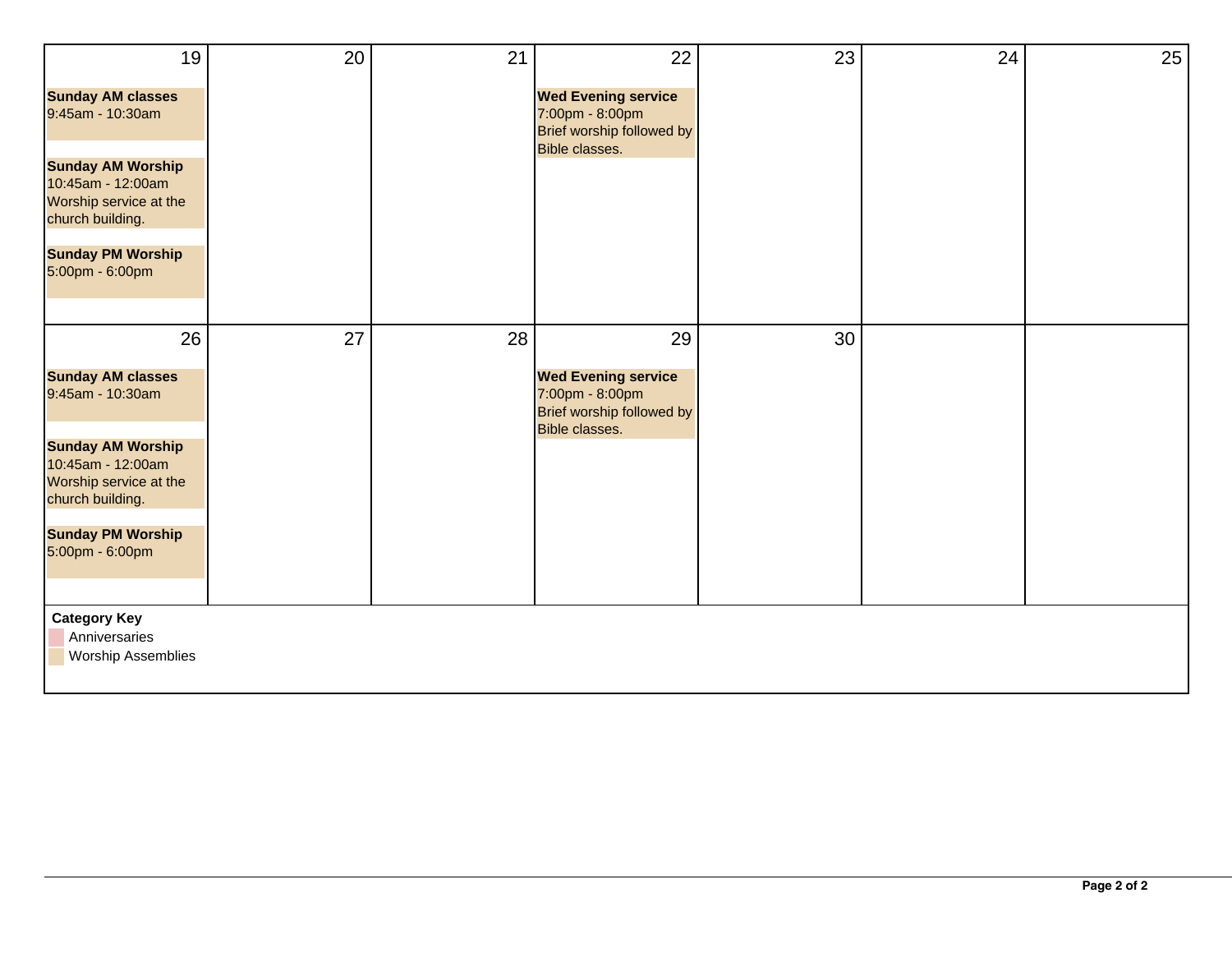| | | | | | | |
|---|---|---|---|---|---|---|
| 19<br><br>**Sunday AM classes**<br>9:45am - 10:30am<br><br>**Sunday AM Worship**<br>10:45am - 12:00am<br>Worship service at the church building.<br><br>**Sunday PM Worship**<br>5:00pm - 6:00pm | 20 | 21 | 22<br><br>**Wed Evening service**<br>7:00pm - 8:00pm<br>Brief worship followed by Bible classes. | 23 | 24 | 25 |
| 26<br><br>**Sunday AM classes**<br>9:45am - 10:30am<br><br>**Sunday AM Worship**<br>10:45am - 12:00am<br>Worship service at the church building.<br><br>**Sunday PM Worship**<br>5:00pm - 6:00pm | 27 | 28 | 29<br><br>**Wed Evening service**<br>7:00pm - 8:00pm<br>Brief worship followed by Bible classes. | 30 | | |

**Category Key**

- Anniversaries
- Worship Assemblies